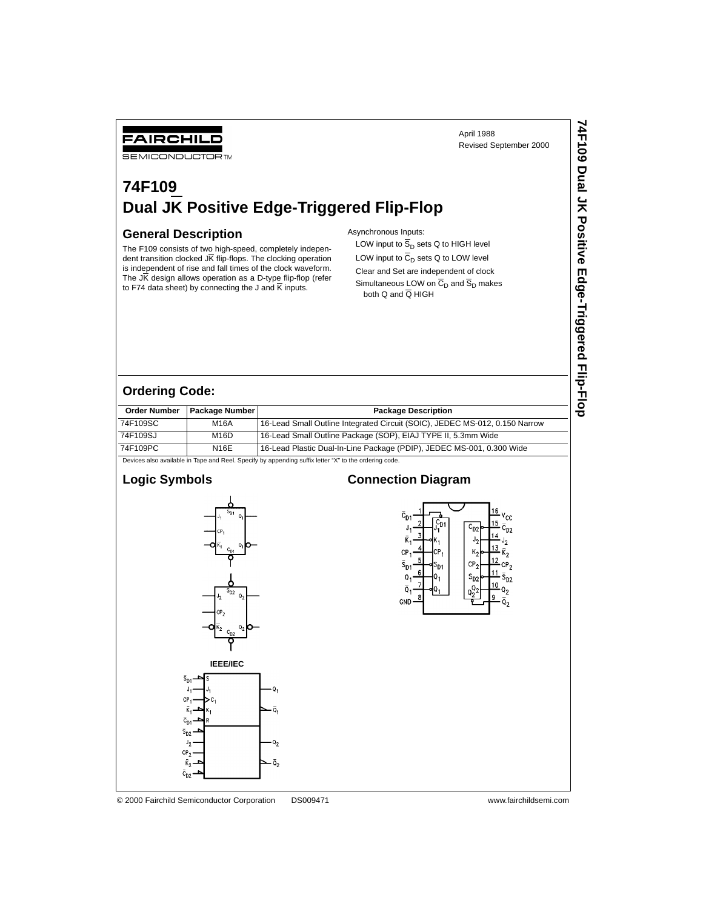FAIRCHILD SEMICONDUCTOR™

April 1988
Revised September 2000

# 74F109
# Dual JK̅ Positive Edge-Triggered Flip-Flop

## General Description

The F109 consists of two high-speed, completely independent transition clocked JK̅ flip-flops. The clocking operation is independent of rise and fall times of the clock waveform. The JK̅ design allows operation as a D-type flip-flop (refer to F74 data sheet) by connecting the J and K̅ inputs.

Asynchronous Inputs:

- LOW input to $\overline{S}_D$ sets Q to HIGH level
- LOW input to $\overline{C}_D$ sets Q to LOW level
- Clear and Set are independent of clock
- Simultaneous LOW on $\overline{C}_D$ and $\overline{S}_D$ makes both Q and $\overline{Q}$ HIGH

## Ordering Code:

| Order Number | Package Number | Package Description |
|---|---|---|
| 74F109SC | M16A | 16-Lead Small Outline Integrated Circuit (SOIC), JEDEC MS-012, 0.150 Narrow |
| 74F109SJ | M16D | 16-Lead Small Outline Package (SOP), EIAJ TYPE II, 5.3mm Wide |
| 74F109PC | N16E | 16-Lead Plastic Dual-In-Line Package (PDIP), JEDEC MS-001, 0.300 Wide |

Devices also available in Tape and Reel. Specify by appending suffix letter "X" to the ordering code.

## Logic Symbols

IEEE/IEC

## Connection Diagram

© 2000 Fairchild Semiconductor Corporation DS009471 www.fairchildsemi.com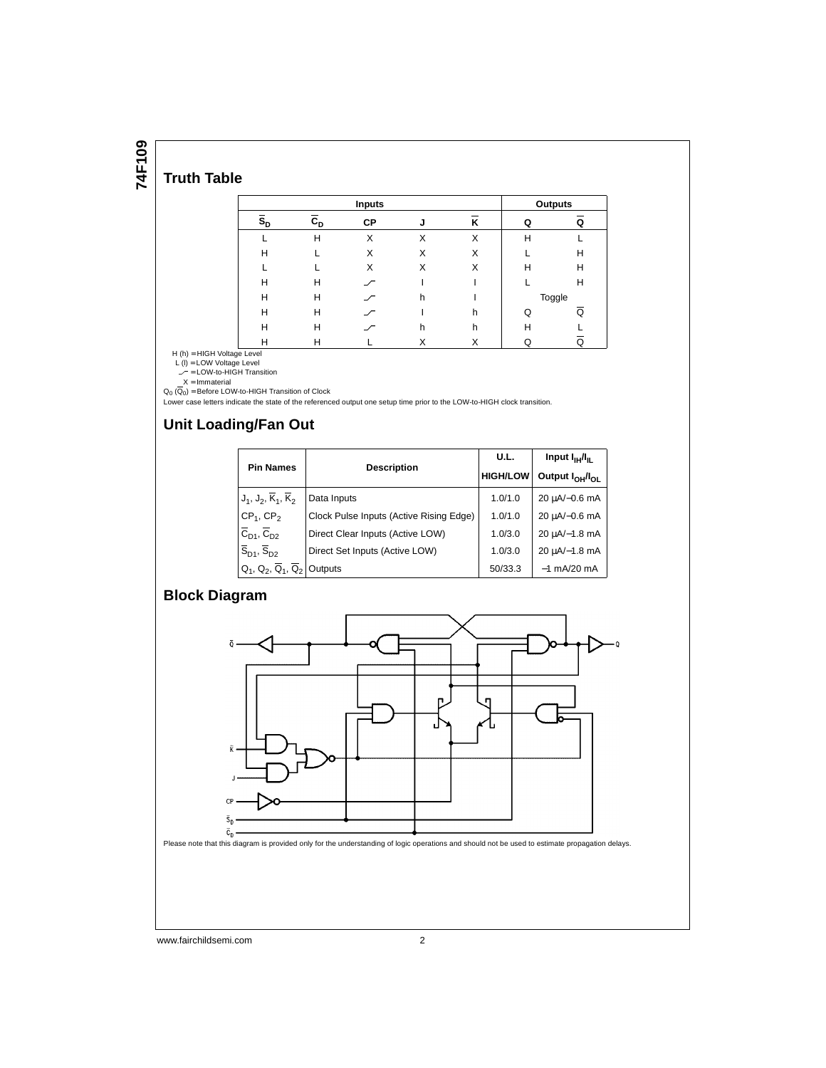## Truth Table

| Inputs | | | | | Outputs | |
|---|---|---|---|---|---|---|
| $\overline{S}_D$ | $\overline{C}_D$ | CP | J | $\overline{K}$ | Q | $\overline{Q}$ |
| L | H | X | X | X | H | L |
| H | L | X | X | X | L | H |
| L | L | X | X | X | H | H |
| H | H | ⌐ | l | l | L | H |
| H | H | ⌐ | h | l | Toggle | |
| H | H | ⌐ | l | h | Q | $\overline{Q}$ |
| H | H | ⌐ | h | h | H | L |
| H | H | L | X | X | Q | $\overline{Q}$ |

H (h) = HIGH Voltage Level
L (l) = LOW Voltage Level
⌐ = LOW-to-HIGH Transition
X = Immaterial
$Q_0$ ($\overline{Q}_0$) = Before LOW-to-HIGH Transition of Clock
Lower case letters indicate the state of the referenced output one setup time prior to the LOW-to-HIGH clock transition.

## Unit Loading/Fan Out

| Pin Names | Description | U.L. HIGH/LOW | Input $I_{IH}/I_{IL}$ Output $I_{OH}/I_{OL}$ |
|---|---|---|---|
| $J_1$, $J_2$, $\overline{K}_1$, $\overline{K}_2$ | Data Inputs | 1.0/1.0 | 20 µA/−0.6 mA |
| $CP_1$, $CP_2$ | Clock Pulse Inputs (Active Rising Edge) | 1.0/1.0 | 20 µA/−0.6 mA |
| $\overline{C}_{D1}$, $\overline{C}_{D2}$ | Direct Clear Inputs (Active LOW) | 1.0/3.0 | 20 µA/−1.8 mA |
| $\overline{S}_{D1}$, $\overline{S}_{D2}$ | Direct Set Inputs (Active LOW) | 1.0/3.0 | 20 µA/−1.8 mA |
| $Q_1$, $Q_2$, $\overline{Q}_1$, $\overline{Q}_2$ | Outputs | 50/33.3 | −1 mA/20 mA |

## Block Diagram

Please note that this diagram is provided only for the understanding of logic operations and should not be used to estimate propagation delays.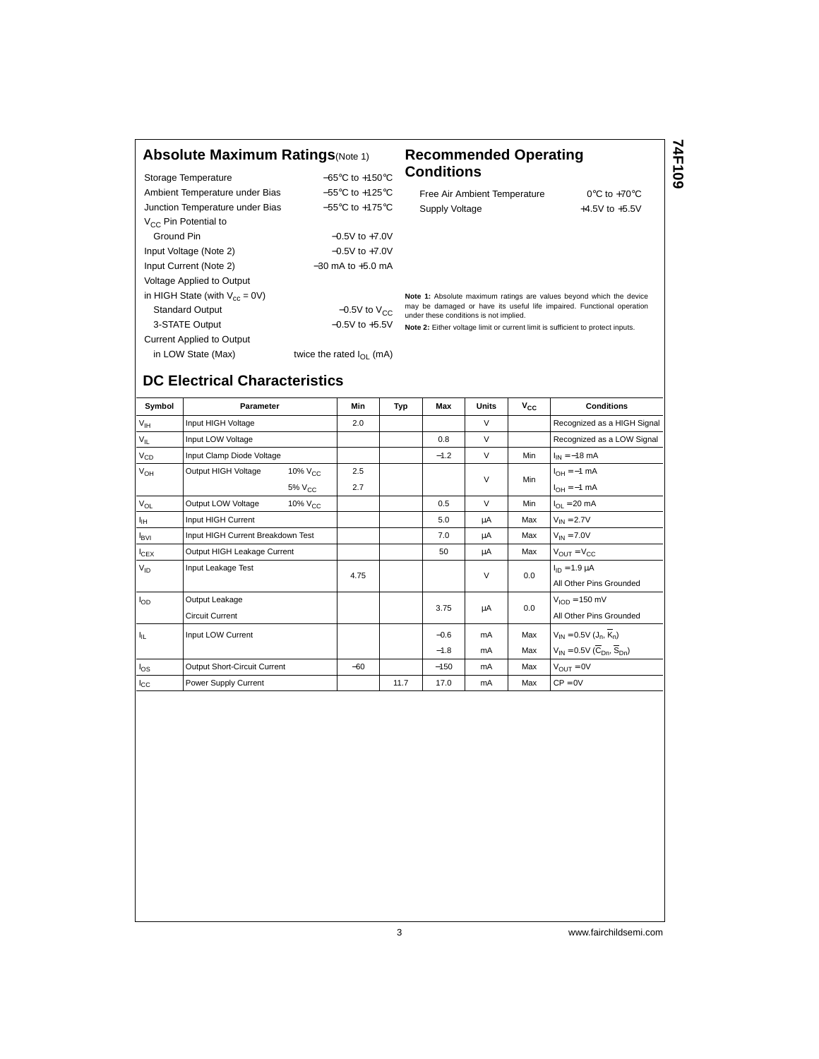## Absolute Maximum Ratings (Note 1)

| | |
|---|---|
| Storage Temperature | −65°C to +150°C |
| Ambient Temperature under Bias | −55°C to +125°C |
| Junction Temperature under Bias | −55°C to +175°C |
| $V_{CC}$ Pin Potential to Ground Pin | −0.5V to +7.0V |
| Input Voltage (Note 2) | −0.5V to +7.0V |
| Input Current (Note 2) | −30 mA to +5.0 mA |
| Voltage Applied to Output in HIGH State (with $V_{CC}$ = 0V) | |
| Standard Output | −0.5V to $V_{CC}$ |
| 3-STATE Output | −0.5V to +5.5V |
| Current Applied to Output in LOW State (Max) | twice the rated $I_{OL}$ (mA) |

## Recommended Operating Conditions

| | |
|---|---|
| Free Air Ambient Temperature | 0°C to +70°C |
| Supply Voltage | +4.5V to +5.5V |

**Note 1:** Absolute maximum ratings are values beyond which the device may be damaged or have its useful life impaired. Functional operation under these conditions is not implied.

**Note 2:** Either voltage limit or current limit is sufficient to protect inputs.

## DC Electrical Characteristics

| Symbol | Parameter | | Min | Typ | Max | Units | $V_{CC}$ | Conditions |
|---|---|---|---|---|---|---|---|---|
| $V_{IH}$ | Input HIGH Voltage | | 2.0 | | | V | | Recognized as a HIGH Signal |
| $V_{IL}$ | Input LOW Voltage | | | | 0.8 | V | | Recognized as a LOW Signal |
| $V_{CD}$ | Input Clamp Diode Voltage | | | | −1.2 | V | Min | $I_{IN}$ = −18 mA |
| $V_{OH}$ | Output HIGH Voltage | 10% $V_{CC}$ | 2.5 | | | V | Min | $I_{OH}$ = −1 mA |
| | | 5% $V_{CC}$ | 2.7 | | | | | $I_{OH}$ = −1 mA |
| $V_{OL}$ | Output LOW Voltage | 10% $V_{CC}$ | | | 0.5 | V | Min | $I_{OL}$ = 20 mA |
| $I_{IH}$ | Input HIGH Current | | | | 5.0 | µA | Max | $V_{IN}$ = 2.7V |
| $I_{BVI}$ | Input HIGH Current Breakdown Test | | | | 7.0 | µA | Max | $V_{IN}$ = 7.0V |
| $I_{CEX}$ | Output HIGH Leakage Current | | | | 50 | µA | Max | $V_{OUT}$ = $V_{CC}$ |
| $V_{ID}$ | Input Leakage Test | | 4.75 | | | V | 0.0 | $I_{ID}$ = 1.9 µA, All Other Pins Grounded |
| $I_{OD}$ | Output Leakage Circuit Current | | | | 3.75 | µA | 0.0 | $V_{IOD}$ = 150 mV, All Other Pins Grounded |
| $I_{IL}$ | Input LOW Current | | | | −0.6 | mA | Max | $V_{IN}$ = 0.5V ($J_n$, $\overline{K}_n$) |
| | | | | | −1.8 | mA | Max | $V_{IN}$ = 0.5V ($\overline{C}_{Dn}$, $\overline{S}_{Dn}$) |
| $I_{OS}$ | Output Short-Circuit Current | | −60 | | −150 | mA | Max | $V_{OUT}$ = 0V |
| $I_{CC}$ | Power Supply Current | | | 11.7 | 17.0 | mA | Max | CP = 0V |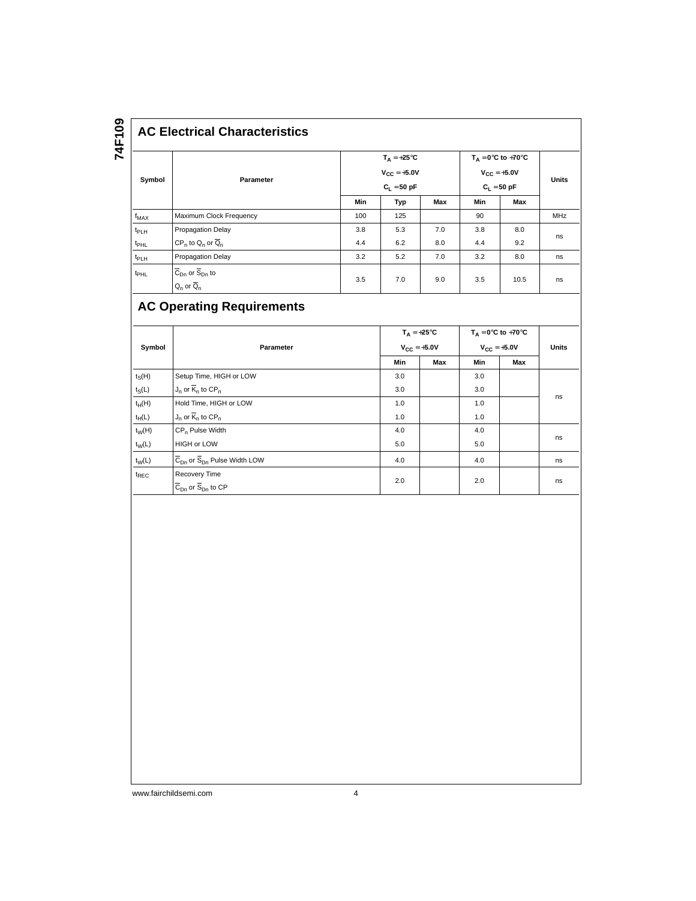## AC Electrical Characteristics

| Symbol | Parameter | $T_A = +25°C$ $V_{CC} = +5.0V$ $C_L = 50$ pF | | | $T_A = 0°C$ to $+70°C$ $V_{CC} = +5.0V$ $C_L = 50$ pF | | Units |
|---|---|---|---|---|---|---|---|
| | | Min | Typ | Max | Min | Max | |
| $f_{MAX}$ | Maximum Clock Frequency | 100 | 125 | | 90 | | MHz |
| $t_{PLH}$ | Propagation Delay | 3.8 | 5.3 | 7.0 | 3.8 | 8.0 | ns |
| $t_{PHL}$ | $CP_n$ to $Q_n$ or $\overline{Q}_n$ | 4.4 | 6.2 | 8.0 | 4.4 | 9.2 | |
| $t_{PLH}$ | Propagation Delay | 3.2 | 5.2 | 7.0 | 3.2 | 8.0 | ns |
| $t_{PHL}$ | $\overline{C}_{Dn}$ or $\overline{S}_{Dn}$ to $Q_n$ or $\overline{Q}_n$ | 3.5 | 7.0 | 9.0 | 3.5 | 10.5 | ns |

## AC Operating Requirements

| Symbol | Parameter | $T_A = +25°C$ $V_{CC} = +5.0V$ | | $T_A = 0°C$ to $+70°C$ $V_{CC} = +5.0V$ | | Units |
|---|---|---|---|---|---|---|
| | | Min | Max | Min | Max | |
| $t_S(H)$ | Setup Time, HIGH or LOW | 3.0 | | 3.0 | | ns |
| $t_S(L)$ | $J_n$ or $\overline{K}_n$ to $CP_n$ | 3.0 | | 3.0 | | |
| $t_H(H)$ | Hold Time, HIGH or LOW | 1.0 | | 1.0 | | |
| $t_H(L)$ | $J_n$ or $\overline{K}_n$ to $CP_n$ | 1.0 | | 1.0 | | |
| $t_W(H)$ | $CP_n$ Pulse Width | 4.0 | | 4.0 | | ns |
| $t_W(L)$ | HIGH or LOW | 5.0 | | 5.0 | | |
| $t_W(L)$ | $\overline{C}_{Dn}$ or $\overline{S}_{Dn}$ Pulse Width LOW | 4.0 | | 4.0 | | ns |
| $t_{REC}$ | Recovery Time $\overline{C}_{Dn}$ or $\overline{S}_{Dn}$ to CP | 2.0 | | 2.0 | | ns |